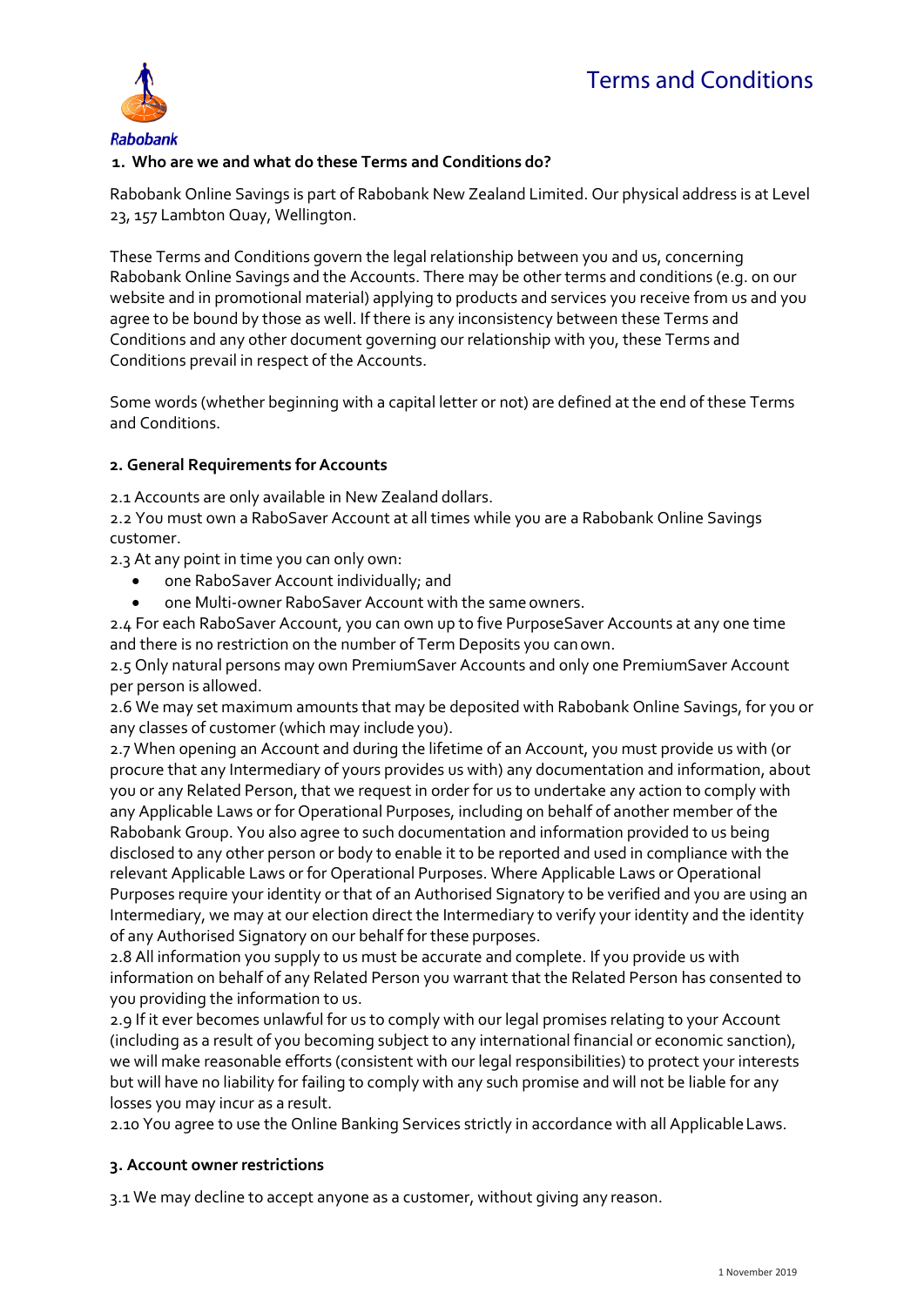# Terms and Conditions

## 1. Who are we and what do these Terms and Conditions do?

Rabobank Online Savings is part of Rabobank New Zealand Limited. Our physical address is at Level 23, 157 Lambton Quay, Wellington.

These Terms and Conditions govern the legal relationship between you and us, concerning Rabobank Online Savings and the Accounts. There may be other terms and conditions (e.g. on our website and in promotional material) applying to products and services you receive from us and you agree to be bound by those as well. If there is any inconsistency between these Terms and Conditions and any other document governing our relationship with you, these Terms and Conditions prevail in respect of the Accounts.

Some words (whether beginning with a capital letter or not) are defined at the end of these Terms and Conditions.

## 2. General Requirements for Accounts

2.1 Accounts are only available in New Zealand dollars.

2.2 You must own a RaboSaver Account at all times while you are a Rabobank Online Savings customer.

2.3 At any point in time you can only own:

- one RaboSaver Account individually; and
- one Multi-owner RaboSaver Account with the same owners.

2.4 For each RaboSaver Account, you can own up to five PurposeSaver Accounts at any one time and there is no restriction on the number of Term Deposits you can own.

2.5 Only natural persons may own PremiumSaver Accounts and only one PremiumSaver Account per person is allowed.

2.6 We may set maximum amounts that may be deposited with Rabobank Online Savings, for you or any classes of customer (which may include you).

2.7 When opening an Account and during the lifetime of an Account, you must provide us with (or procure that any Intermediary of yours provides us with) any documentation and information, about you or any Related Person, that we request in order for us to undertake any action to comply with any Applicable Laws or for Operational Purposes, including on behalf of another member of the Rabobank Group. You also agree to such documentation and information provided to us being disclosed to any other person or body to enable it to be reported and used in compliance with the relevant Applicable Laws or for Operational Purposes. Where Applicable Laws or Operational Purposes require your identity or that of an Authorised Signatory to be verified and you are using an Intermediary, we may at our election direct the Intermediary to verify your identity and the identity of any Authorised Signatory on our behalf for these purposes.

2.8 All information you supply to us must be accurate and complete. If you provide us with information on behalf of any Related Person you warrant that the Related Person has consented to you providing the information to us.

2.9 If it ever becomes unlawful for us to comply with our legal promises relating to your Account (including as a result of you becoming subject to any international financial or economic sanction), we will make reasonable efforts (consistent with our legal responsibilities) to protect your interests but will have no liability for failing to comply with any such promise and will not be liable for any losses you may incur as a result.

2.10 You agree to use the Online Banking Services strictly in accordance with all Applicable Laws.

## 3. Account owner restrictions

3.1 We may decline to accept anyone as a customer, without giving any reason.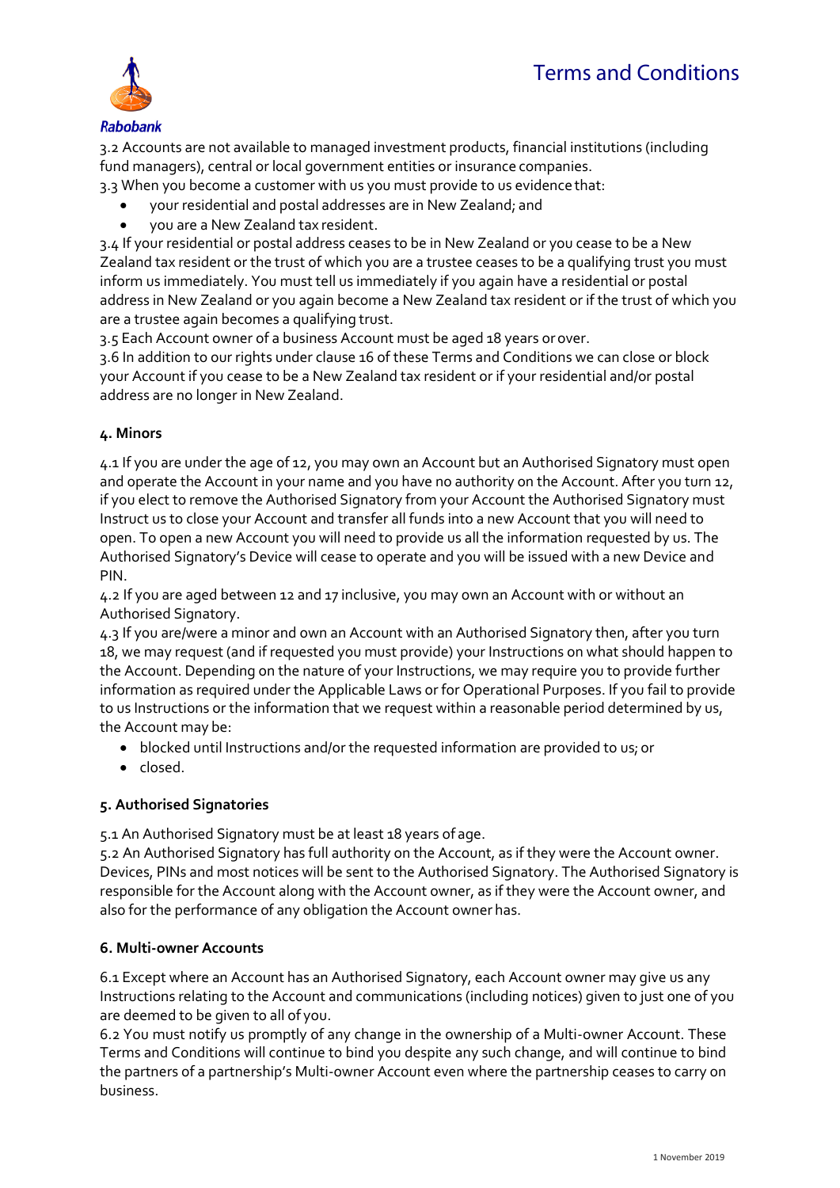3.2 Accounts are not available to managed investment products, financial institutions (including fund managers), central or local government entities or insurance companies.

3.3 When you become a customer with us you must provide to us evidence that:

- your residential and postal addresses are in New Zealand; and
- you are a New Zealand tax resident.

3.4 If your residential or postal address ceases to be in New Zealand or you cease to be a New Zealand tax resident or the trust of which you are a trustee ceases to be a qualifying trust you must inform us immediately. You must tell us immediately if you again have a residential or postal address in New Zealand or you again become a New Zealand tax resident or if the trust of which you are a trustee again becomes a qualifying trust.

3.5 Each Account owner of a business Account must be aged 18 years or over.

3.6 In addition to our rights under clause 16 of these Terms and Conditions we can close or block your Account if you cease to be a New Zealand tax resident or if your residential and/or postal address are no longer in New Zealand.

## 4. Minors

4.1 If you are under the age of 12, you may own an Account but an Authorised Signatory must open and operate the Account in your name and you have no authority on the Account. After you turn 12, if you elect to remove the Authorised Signatory from your Account the Authorised Signatory must Instruct us to close your Account and transfer all funds into a new Account that you will need to open. To open a new Account you will need to provide us all the information requested by us. The Authorised Signatory's Device will cease to operate and you will be issued with a new Device and PIN.

4.2 If you are aged between 12 and 17 inclusive, you may own an Account with or without an Authorised Signatory.

4.3 If you are/were a minor and own an Account with an Authorised Signatory then, after you turn 18, we may request (and if requested you must provide) your Instructions on what should happen to the Account. Depending on the nature of your Instructions, we may require you to provide further information as required under the Applicable Laws or for Operational Purposes. If you fail to provide to us Instructions or the information that we request within a reasonable period determined by us, the Account may be:

- blocked until Instructions and/or the requested information are provided to us; or
- closed.

## 5. Authorised Signatories

5.1 An Authorised Signatory must be at least 18 years of age.

5.2 An Authorised Signatory has full authority on the Account, as if they were the Account owner. Devices, PINs and most notices will be sent to the Authorised Signatory. The Authorised Signatory is responsible for the Account along with the Account owner, as if they were the Account owner, and also for the performance of any obligation the Account owner has.

## 6. Multi-owner Accounts

6.1 Except where an Account has an Authorised Signatory, each Account owner may give us any Instructions relating to the Account and communications (including notices) given to just one of you are deemed to be given to all of you.

6.2 You must notify us promptly of any change in the ownership of a Multi-owner Account. These Terms and Conditions will continue to bind you despite any such change, and will continue to bind the partners of a partnership's Multi-owner Account even where the partnership ceases to carry on business.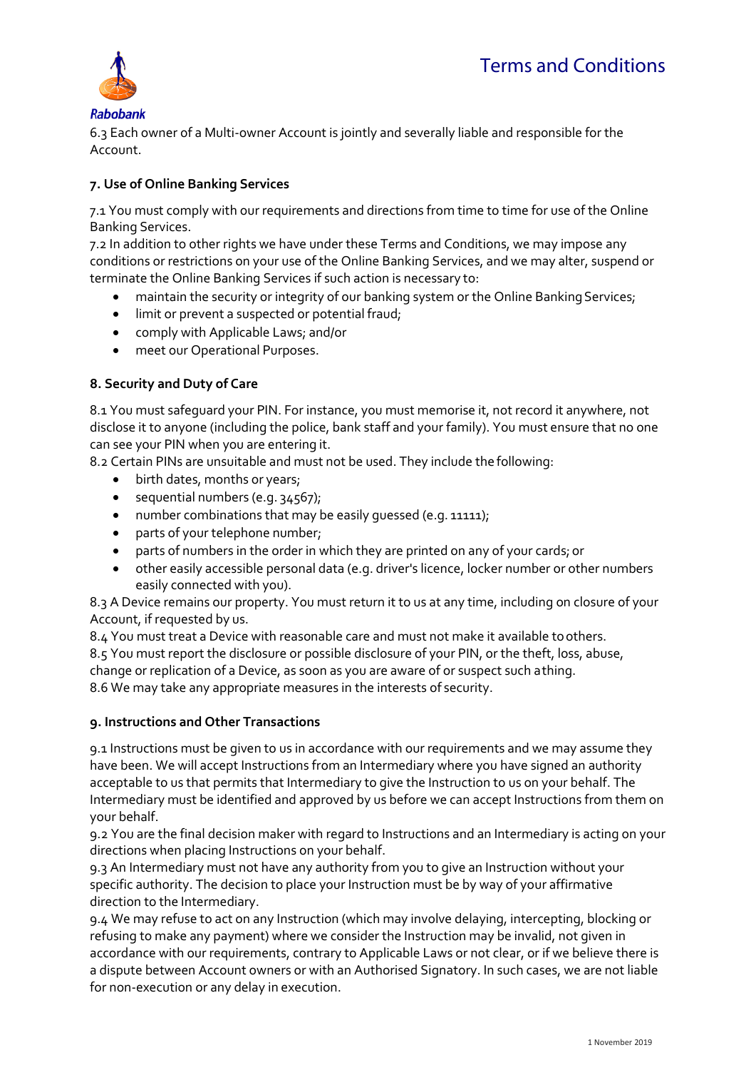6.3 Each owner of a Multi-owner Account is jointly and severally liable and responsible for the Account.

### 7. Use of Online Banking Services

7.1 You must comply with our requirements and directions from time to time for use of the Online Banking Services.

7.2 In addition to other rights we have under these Terms and Conditions, we may impose any conditions or restrictions on your use of the Online Banking Services, and we may alter, suspend or terminate the Online Banking Services if such action is necessary to:

- maintain the security or integrity of our banking system or the Online Banking Services;
- limit or prevent a suspected or potential fraud;
- comply with Applicable Laws; and/or
- meet our Operational Purposes.

### 8. Security and Duty of Care

8.1 You must safeguard your PIN. For instance, you must memorise it, not record it anywhere, not disclose it to anyone (including the police, bank staff and your family). You must ensure that no one can see your PIN when you are entering it.

8.2 Certain PINs are unsuitable and must not be used. They include the following:

- birth dates, months or years;
- sequential numbers (e.g. 34567);
- number combinations that may be easily guessed (e.g. 11111);
- parts of your telephone number;
- parts of numbers in the order in which they are printed on any of your cards; or
- other easily accessible personal data (e.g. driver's licence, locker number or other numbers easily connected with you).

8.3 A Device remains our property. You must return it to us at any time, including on closure of your Account, if requested by us.

8.4 You must treat a Device with reasonable care and must not make it available to others.

8.5 You must report the disclosure or possible disclosure of your PIN, or the theft, loss, abuse, change or replication of a Device, as soon as you are aware of or suspect such a thing.

8.6 We may take any appropriate measures in the interests of security.

### 9. Instructions and Other Transactions

9.1 Instructions must be given to us in accordance with our requirements and we may assume they have been. We will accept Instructions from an Intermediary where you have signed an authority acceptable to us that permits that Intermediary to give the Instruction to us on your behalf. The Intermediary must be identified and approved by us before we can accept Instructions from them on your behalf.

9.2 You are the final decision maker with regard to Instructions and an Intermediary is acting on your directions when placing Instructions on your behalf.

9.3 An Intermediary must not have any authority from you to give an Instruction without your specific authority. The decision to place your Instruction must be by way of your affirmative direction to the Intermediary.

9.4 We may refuse to act on any Instruction (which may involve delaying, intercepting, blocking or refusing to make any payment) where we consider the Instruction may be invalid, not given in accordance with our requirements, contrary to Applicable Laws or not clear, or if we believe there is a dispute between Account owners or with an Authorised Signatory. In such cases, we are not liable for non-execution or any delay in execution.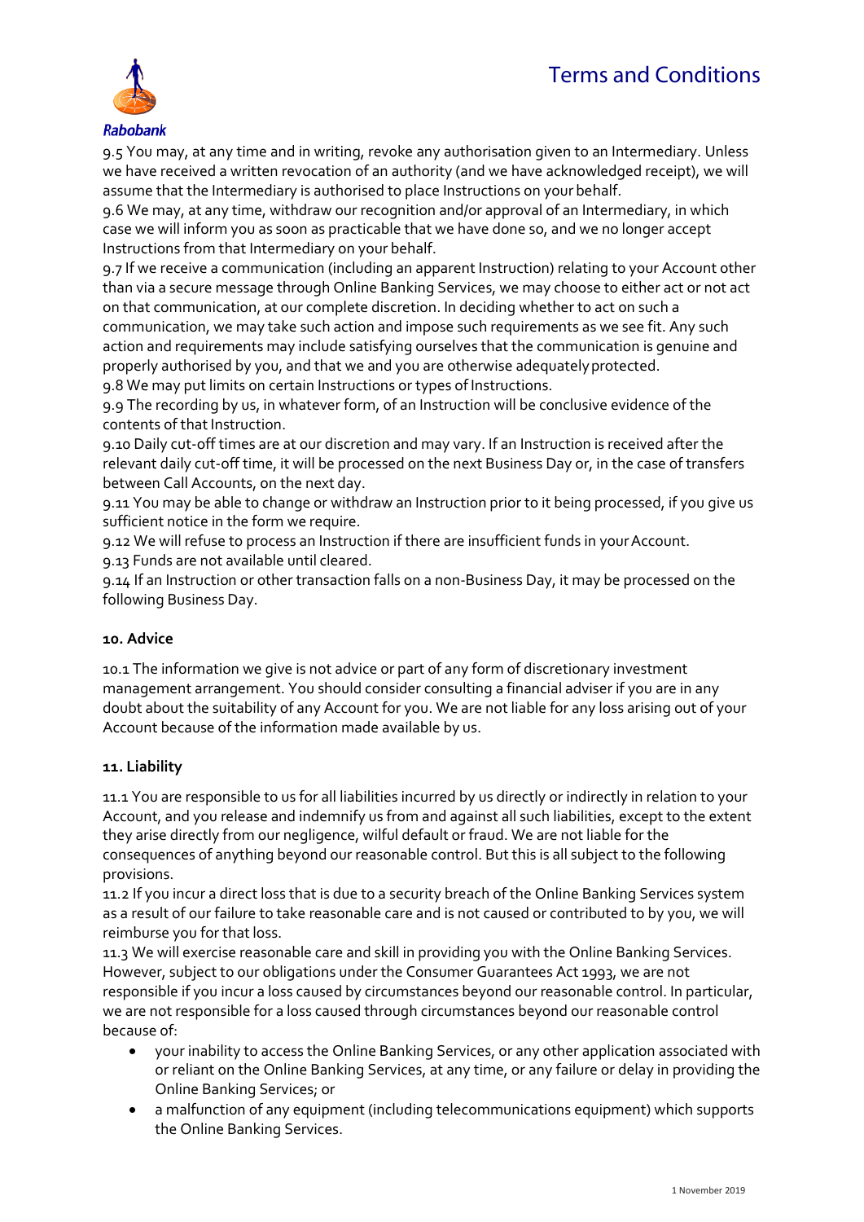9.5 You may, at any time and in writing, revoke any authorisation given to an Intermediary. Unless we have received a written revocation of an authority (and we have acknowledged receipt), we will assume that the Intermediary is authorised to place Instructions on your behalf.

9.6 We may, at any time, withdraw our recognition and/or approval of an Intermediary, in which case we will inform you as soon as practicable that we have done so, and we no longer accept Instructions from that Intermediary on your behalf.

9.7 If we receive a communication (including an apparent Instruction) relating to your Account other than via a secure message through Online Banking Services, we may choose to either act or not act on that communication, at our complete discretion. In deciding whether to act on such a communication, we may take such action and impose such requirements as we see fit. Any such action and requirements may include satisfying ourselves that the communication is genuine and properly authorised by you, and that we and you are otherwise adequately protected.

9.8 We may put limits on certain Instructions or types of Instructions.

9.9 The recording by us, in whatever form, of an Instruction will be conclusive evidence of the contents of that Instruction.

9.10 Daily cut-off times are at our discretion and may vary. If an Instruction is received after the relevant daily cut-off time, it will be processed on the next Business Day or, in the case of transfers between Call Accounts, on the next day.

9.11 You may be able to change or withdraw an Instruction prior to it being processed, if you give us sufficient notice in the form we require.

9.12 We will refuse to process an Instruction if there are insufficient funds in your Account.

9.13 Funds are not available until cleared.

9.14 If an Instruction or other transaction falls on a non-Business Day, it may be processed on the following Business Day.

## 10. Advice

10.1 The information we give is not advice or part of any form of discretionary investment management arrangement. You should consider consulting a financial adviser if you are in any doubt about the suitability of any Account for you. We are not liable for any loss arising out of your Account because of the information made available by us.

## 11. Liability

11.1 You are responsible to us for all liabilities incurred by us directly or indirectly in relation to your Account, and you release and indemnify us from and against all such liabilities, except to the extent they arise directly from our negligence, wilful default or fraud. We are not liable for the consequences of anything beyond our reasonable control. But this is all subject to the following provisions.

11.2 If you incur a direct loss that is due to a security breach of the Online Banking Services system as a result of our failure to take reasonable care and is not caused or contributed to by you, we will reimburse you for that loss.

11.3 We will exercise reasonable care and skill in providing you with the Online Banking Services. However, subject to our obligations under the Consumer Guarantees Act 1993, we are not responsible if you incur a loss caused by circumstances beyond our reasonable control. In particular, we are not responsible for a loss caused through circumstances beyond our reasonable control because of:

- your inability to access the Online Banking Services, or any other application associated with or reliant on the Online Banking Services, at any time, or any failure or delay in providing the Online Banking Services; or
- a malfunction of any equipment (including telecommunications equipment) which supports the Online Banking Services.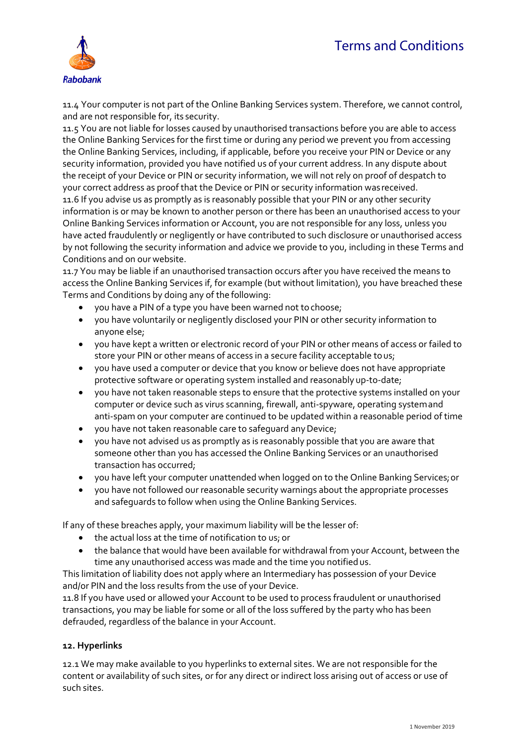11.4 Your computer is not part of the Online Banking Services system. Therefore, we cannot control, and are not responsible for, its security.

11.5 You are not liable for losses caused by unauthorised transactions before you are able to access the Online Banking Services for the first time or during any period we prevent you from accessing the Online Banking Services, including, if applicable, before you receive your PIN or Device or any security information, provided you have notified us of your current address. In any dispute about the receipt of your Device or PIN or security information, we will not rely on proof of despatch to your correct address as proof that the Device or PIN or security information was received.

11.6 If you advise us as promptly as is reasonably possible that your PIN or any other security information is or may be known to another person or there has been an unauthorised access to your Online Banking Services information or Account, you are not responsible for any loss, unless you have acted fraudulently or negligently or have contributed to such disclosure or unauthorised access by not following the security information and advice we provide to you, including in these Terms and Conditions and on our website.

11.7 You may be liable if an unauthorised transaction occurs after you have received the means to access the Online Banking Services if, for example (but without limitation), you have breached these Terms and Conditions by doing any of the following:

- you have a PIN of a type you have been warned not to choose;
- you have voluntarily or negligently disclosed your PIN or other security information to anyone else;
- you have kept a written or electronic record of your PIN or other means of access or failed to store your PIN or other means of access in a secure facility acceptable to us;
- you have used a computer or device that you know or believe does not have appropriate protective software or operating system installed and reasonably up-to-date;
- you have not taken reasonable steps to ensure that the protective systems installed on your computer or device such as virus scanning, firewall, anti-spyware, operating system and anti-spam on your computer are continued to be updated within a reasonable period of time
- you have not taken reasonable care to safeguard any Device;
- you have not advised us as promptly as is reasonably possible that you are aware that someone other than you has accessed the Online Banking Services or an unauthorised transaction has occurred;
- you have left your computer unattended when logged on to the Online Banking Services; or
- you have not followed our reasonable security warnings about the appropriate processes and safeguards to follow when using the Online Banking Services.

If any of these breaches apply, your maximum liability will be the lesser of:

- the actual loss at the time of notification to us; or
- the balance that would have been available for withdrawal from your Account, between the time any unauthorised access was made and the time you notified us.

This limitation of liability does not apply where an Intermediary has possession of your Device and/or PIN and the loss results from the use of your Device.

11.8 If you have used or allowed your Account to be used to process fraudulent or unauthorised transactions, you may be liable for some or all of the loss suffered by the party who has been defrauded, regardless of the balance in your Account.

**12. Hyperlinks**

12.1 We may make available to you hyperlinks to external sites. We are not responsible for the content or availability of such sites, or for any direct or indirect loss arising out of access or use of such sites.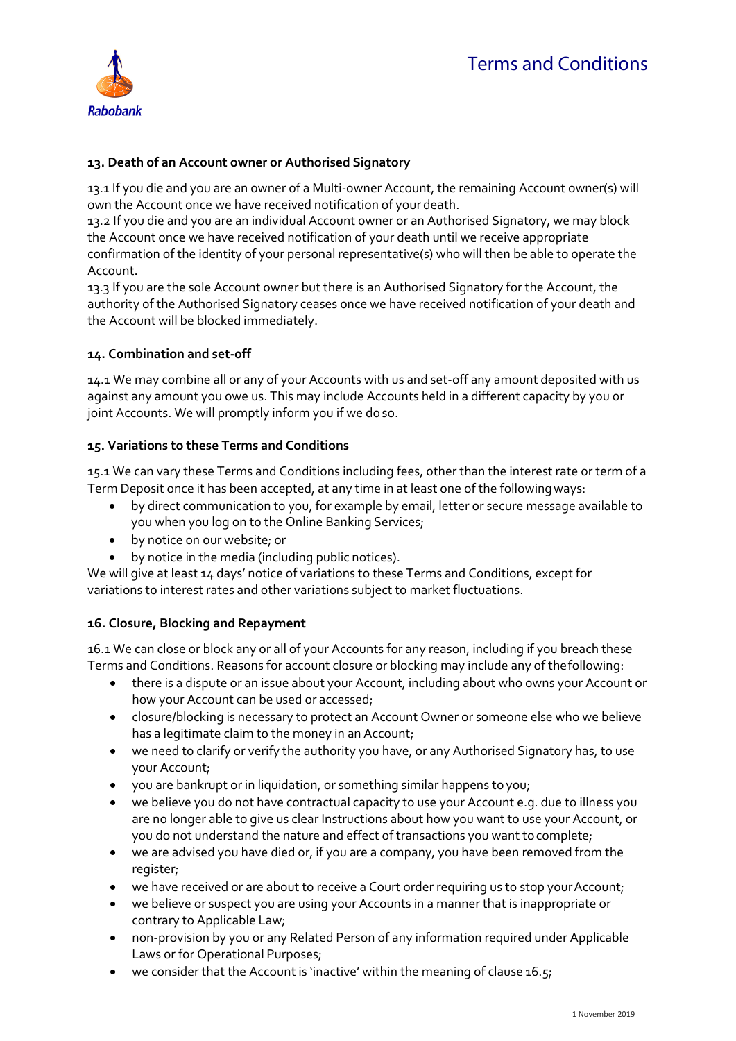### 13. Death of an Account owner or Authorised Signatory

13.1 If you die and you are an owner of a Multi-owner Account, the remaining Account owner(s) will own the Account once we have received notification of your death.
13.2 If you die and you are an individual Account owner or an Authorised Signatory, we may block the Account once we have received notification of your death until we receive appropriate confirmation of the identity of your personal representative(s) who will then be able to operate the Account.
13.3 If you are the sole Account owner but there is an Authorised Signatory for the Account, the authority of the Authorised Signatory ceases once we have received notification of your death and the Account will be blocked immediately.

### 14. Combination and set-off

14.1 We may combine all or any of your Accounts with us and set-off any amount deposited with us against any amount you owe us. This may include Accounts held in a different capacity by you or joint Accounts. We will promptly inform you if we do so.

### 15. Variations to these Terms and Conditions

15.1 We can vary these Terms and Conditions including fees, other than the interest rate or term of a Term Deposit once it has been accepted, at any time in at least one of the following ways:

- by direct communication to you, for example by email, letter or secure message available to you when you log on to the Online Banking Services;
- by notice on our website; or
- by notice in the media (including public notices).

We will give at least 14 days' notice of variations to these Terms and Conditions, except for variations to interest rates and other variations subject to market fluctuations.

### 16. Closure, Blocking and Repayment

16.1 We can close or block any or all of your Accounts for any reason, including if you breach these Terms and Conditions. Reasons for account closure or blocking may include any of the following:

- there is a dispute or an issue about your Account, including about who owns your Account or how your Account can be used or accessed;
- closure/blocking is necessary to protect an Account Owner or someone else who we believe has a legitimate claim to the money in an Account;
- we need to clarify or verify the authority you have, or any Authorised Signatory has, to use your Account;
- you are bankrupt or in liquidation, or something similar happens to you;
- we believe you do not have contractual capacity to use your Account e.g. due to illness you are no longer able to give us clear Instructions about how you want to use your Account, or you do not understand the nature and effect of transactions you want to complete;
- we are advised you have died or, if you are a company, you have been removed from the register;
- we have received or are about to receive a Court order requiring us to stop your Account;
- we believe or suspect you are using your Accounts in a manner that is inappropriate or contrary to Applicable Law;
- non-provision by you or any Related Person of any information required under Applicable Laws or for Operational Purposes;
- we consider that the Account is 'inactive' within the meaning of clause 16.5;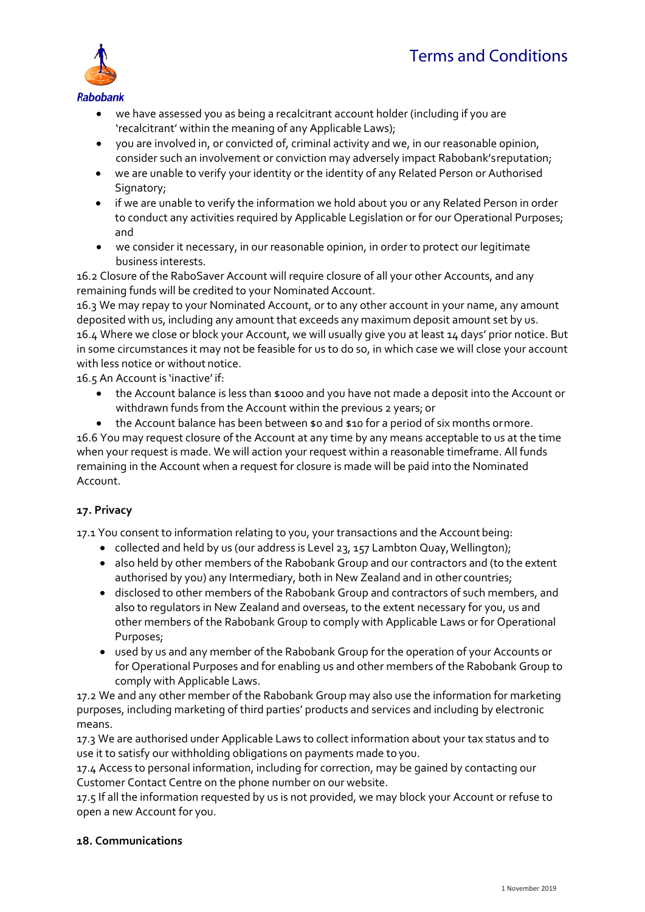- we have assessed you as being a recalcitrant account holder (including if you are 'recalcitrant' within the meaning of any Applicable Laws);
- you are involved in, or convicted of, criminal activity and we, in our reasonable opinion, consider such an involvement or conviction may adversely impact Rabobank's reputation;
- we are unable to verify your identity or the identity of any Related Person or Authorised Signatory;
- if we are unable to verify the information we hold about you or any Related Person in order to conduct any activities required by Applicable Legislation or for our Operational Purposes; and
- we consider it necessary, in our reasonable opinion, in order to protect our legitimate business interests.

16.2 Closure of the RaboSaver Account will require closure of all your other Accounts, and any remaining funds will be credited to your Nominated Account.
16.3 We may repay to your Nominated Account, or to any other account in your name, any amount deposited with us, including any amount that exceeds any maximum deposit amount set by us.
16.4 Where we close or block your Account, we will usually give you at least 14 days' prior notice. But in some circumstances it may not be feasible for us to do so, in which case we will close your account with less notice or without notice.
16.5 An Account is 'inactive' if:

- the Account balance is less than $1000 and you have not made a deposit into the Account or withdrawn funds from the Account within the previous 2 years; or
- the Account balance has been between $0 and $10 for a period of six months or more.

16.6 You may request closure of the Account at any time by any means acceptable to us at the time when your request is made. We will action your request within a reasonable timeframe. All funds remaining in the Account when a request for closure is made will be paid into the Nominated Account.

**17. Privacy**

17.1 You consent to information relating to you, your transactions and the Account being:

- collected and held by us (our address is Level 23, 157 Lambton Quay, Wellington);
- also held by other members of the Rabobank Group and our contractors and (to the extent authorised by you) any Intermediary, both in New Zealand and in other countries;
- disclosed to other members of the Rabobank Group and contractors of such members, and also to regulators in New Zealand and overseas, to the extent necessary for you, us and other members of the Rabobank Group to comply with Applicable Laws or for Operational Purposes;
- used by us and any member of the Rabobank Group for the operation of your Accounts or for Operational Purposes and for enabling us and other members of the Rabobank Group to comply with Applicable Laws.

17.2 We and any other member of the Rabobank Group may also use the information for marketing purposes, including marketing of third parties' products and services and including by electronic means.
17.3 We are authorised under Applicable Laws to collect information about your tax status and to use it to satisfy our withholding obligations on payments made to you.
17.4 Access to personal information, including for correction, may be gained by contacting our Customer Contact Centre on the phone number on our website.
17.5 If all the information requested by us is not provided, we may block your Account or refuse to open a new Account for you.

**18. Communications**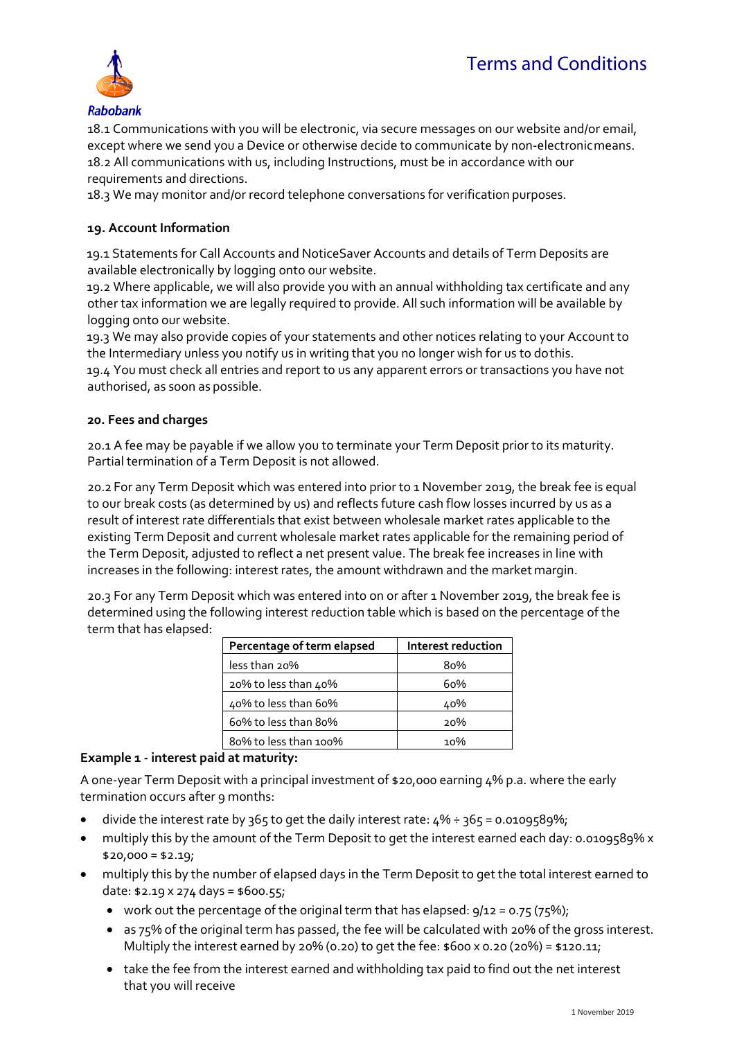18.1 Communications with you will be electronic, via secure messages on our website and/or email, except where we send you a Device or otherwise decide to communicate by non-electronic means.
18.2 All communications with us, including Instructions, must be in accordance with our requirements and directions.
18.3 We may monitor and/or record telephone conversations for verification purposes.

**19. Account Information**

19.1 Statements for Call Accounts and NoticeSaver Accounts and details of Term Deposits are available electronically by logging onto our website.
19.2 Where applicable, we will also provide you with an annual withholding tax certificate and any other tax information we are legally required to provide. All such information will be available by logging onto our website.
19.3 We may also provide copies of your statements and other notices relating to your Account to the Intermediary unless you notify us in writing that you no longer wish for us to do this.
19.4 You must check all entries and report to us any apparent errors or transactions you have not authorised, as soon as possible.

**20. Fees and charges**

20.1 A fee may be payable if we allow you to terminate your Term Deposit prior to its maturity. Partial termination of a Term Deposit is not allowed.

20.2 For any Term Deposit which was entered into prior to 1 November 2019, the break fee is equal to our break costs (as determined by us) and reflects future cash flow losses incurred by us as a result of interest rate differentials that exist between wholesale market rates applicable to the existing Term Deposit and current wholesale market rates applicable for the remaining period of the Term Deposit, adjusted to reflect a net present value. The break fee increases in line with increases in the following: interest rates, the amount withdrawn and the market margin.

20.3 For any Term Deposit which was entered into on or after 1 November 2019, the break fee is determined using the following interest reduction table which is based on the percentage of the term that has elapsed:

| Percentage of term elapsed | Interest reduction |
|---|---|
| less than 20% | 80% |
| 20% to less than 40% | 60% |
| 40% to less than 60% | 40% |
| 60% to less than 80% | 20% |
| 80% to less than 100% | 10% |

**Example 1 - interest paid at maturity:**

A one-year Term Deposit with a principal investment of $20,000 earning 4% p.a. where the early termination occurs after 9 months:

- divide the interest rate by 365 to get the daily interest rate: 4% ÷ 365 = 0.0109589%;
- multiply this by the amount of the Term Deposit to get the interest earned each day: 0.0109589% x $20,000 = $2.19;
- multiply this by the number of elapsed days in the Term Deposit to get the total interest earned to date: $2.19 x 274 days = $600.55;
  - work out the percentage of the original term that has elapsed: 9/12 = 0.75 (75%);
  - as 75% of the original term has passed, the fee will be calculated with 20% of the gross interest. Multiply the interest earned by 20% (0.20) to get the fee: $600 x 0.20 (20%) = $120.11;
  - take the fee from the interest earned and withholding tax paid to find out the net interest that you will receive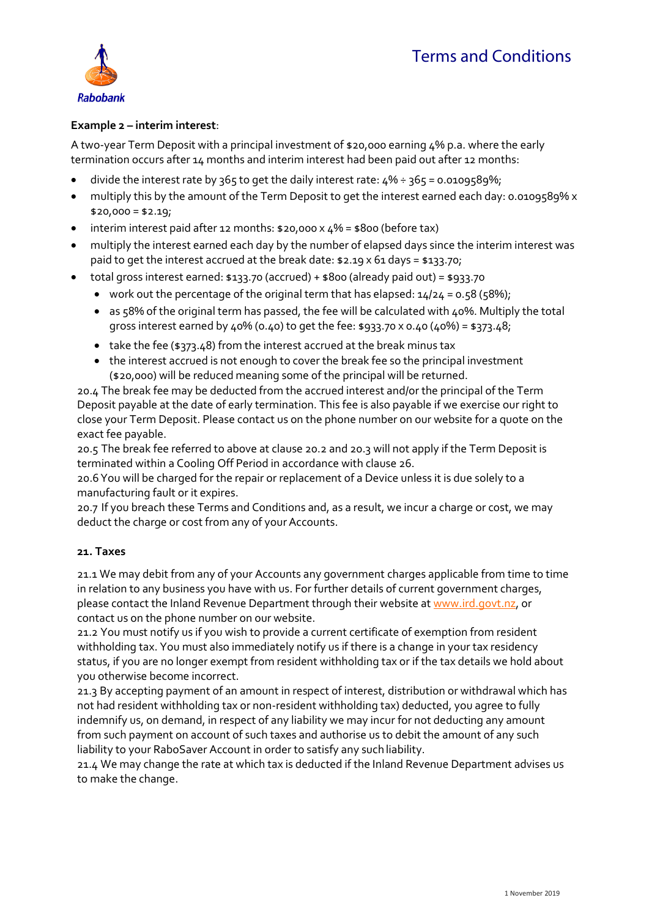**Example 2 – interim interest**:

A two-year Term Deposit with a principal investment of $20,000 earning 4% p.a. where the early termination occurs after 14 months and interim interest had been paid out after 12 months:

- divide the interest rate by 365 to get the daily interest rate: 4% ÷ 365 = 0.0109589%;
- multiply this by the amount of the Term Deposit to get the interest earned each day: 0.0109589% x $20,000 = $2.19;
- interim interest paid after 12 months: $20,000 x 4% = $800 (before tax)
- multiply the interest earned each day by the number of elapsed days since the interim interest was paid to get the interest accrued at the break date: $2.19 x 61 days = $133.70;
- total gross interest earned: $133.70 (accrued) + $800 (already paid out) = $933.70
  - work out the percentage of the original term that has elapsed: 14/24 = 0.58 (58%);
  - as 58% of the original term has passed, the fee will be calculated with 40%. Multiply the total gross interest earned by 40% (0.40) to get the fee: $933.70 x 0.40 (40%) = $373.48;
  - take the fee ($373.48) from the interest accrued at the break minus tax
  - the interest accrued is not enough to cover the break fee so the principal investment ($20,000) will be reduced meaning some of the principal will be returned.

20.4 The break fee may be deducted from the accrued interest and/or the principal of the Term Deposit payable at the date of early termination. This fee is also payable if we exercise our right to close your Term Deposit. Please contact us on the phone number on our website for a quote on the exact fee payable.

20.5 The break fee referred to above at clause 20.2 and 20.3 will not apply if the Term Deposit is terminated within a Cooling Off Period in accordance with clause 26.

20.6 You will be charged for the repair or replacement of a Device unless it is due solely to a manufacturing fault or it expires.

20.7 If you breach these Terms and Conditions and, as a result, we incur a charge or cost, we may deduct the charge or cost from any of your Accounts.

**21. Taxes**

21.1 We may debit from any of your Accounts any government charges applicable from time to time in relation to any business you have with us. For further details of current government charges, please contact the Inland Revenue Department through their website at www.ird.govt.nz, or contact us on the phone number on our website.

21.2 You must notify us if you wish to provide a current certificate of exemption from resident withholding tax. You must also immediately notify us if there is a change in your tax residency status, if you are no longer exempt from resident withholding tax or if the tax details we hold about you otherwise become incorrect.

21.3 By accepting payment of an amount in respect of interest, distribution or withdrawal which has not had resident withholding tax or non-resident withholding tax) deducted, you agree to fully indemnify us, on demand, in respect of any liability we may incur for not deducting any amount from such payment on account of such taxes and authorise us to debit the amount of any such liability to your RaboSaver Account in order to satisfy any such liability.

21.4 We may change the rate at which tax is deducted if the Inland Revenue Department advises us to make the change.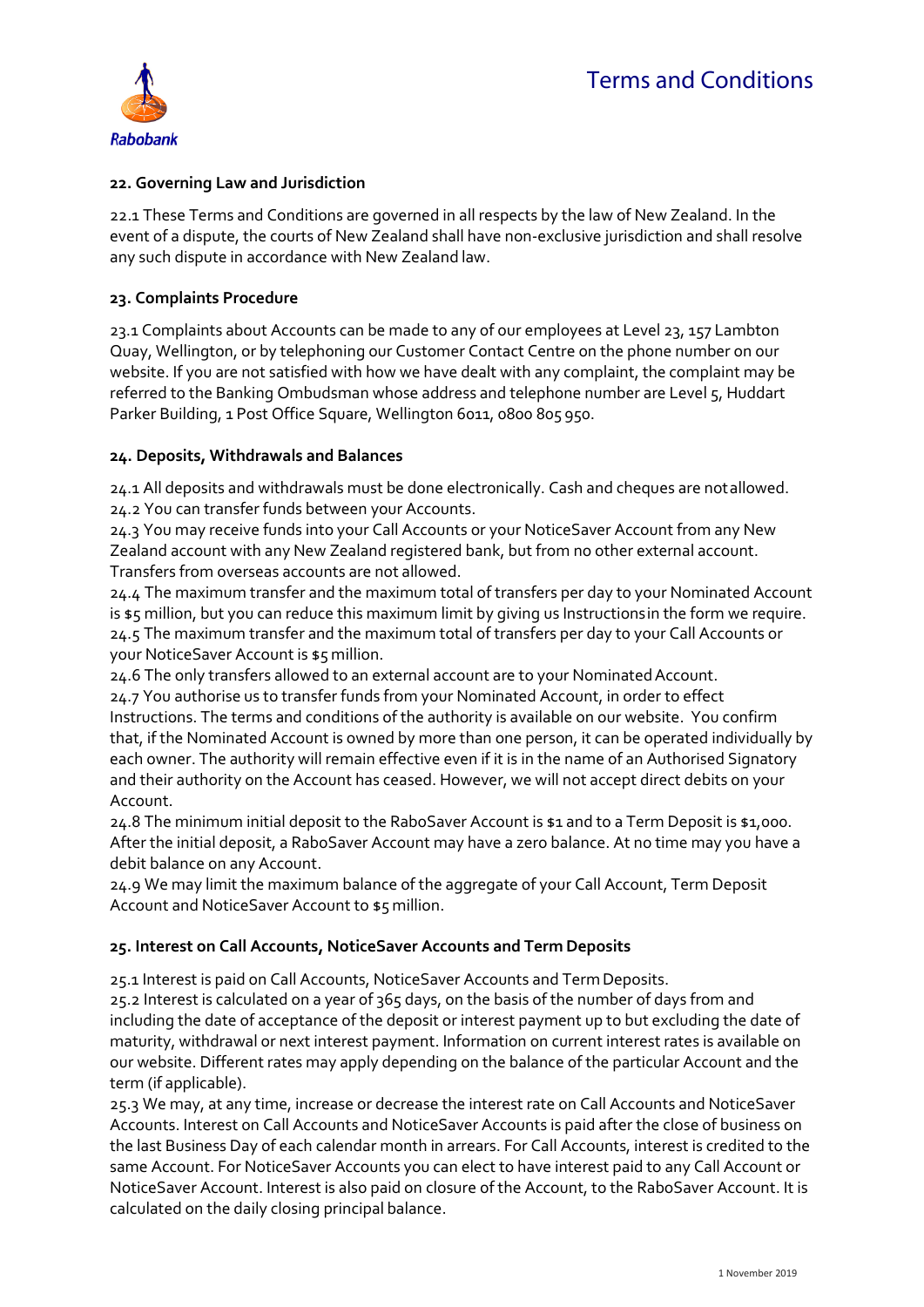## 22. Governing Law and Jurisdiction

22.1 These Terms and Conditions are governed in all respects by the law of New Zealand. In the event of a dispute, the courts of New Zealand shall have non-exclusive jurisdiction and shall resolve any such dispute in accordance with New Zealand law.

## 23. Complaints Procedure

23.1 Complaints about Accounts can be made to any of our employees at Level 23, 157 Lambton Quay, Wellington, or by telephoning our Customer Contact Centre on the phone number on our website. If you are not satisfied with how we have dealt with any complaint, the complaint may be referred to the Banking Ombudsman whose address and telephone number are Level 5, Huddart Parker Building, 1 Post Office Square, Wellington 6011, 0800 805 950.

## 24. Deposits, Withdrawals and Balances

24.1 All deposits and withdrawals must be done electronically. Cash and cheques are not allowed.
24.2 You can transfer funds between your Accounts.
24.3 You may receive funds into your Call Accounts or your NoticeSaver Account from any New Zealand account with any New Zealand registered bank, but from no other external account. Transfers from overseas accounts are not allowed.
24.4 The maximum transfer and the maximum total of transfers per day to your Nominated Account is $5 million, but you can reduce this maximum limit by giving us Instructions in the form we require.
24.5 The maximum transfer and the maximum total of transfers per day to your Call Accounts or your NoticeSaver Account is $5 million.
24.6 The only transfers allowed to an external account are to your Nominated Account.
24.7 You authorise us to transfer funds from your Nominated Account, in order to effect Instructions. The terms and conditions of the authority is available on our website. You confirm that, if the Nominated Account is owned by more than one person, it can be operated individually by each owner. The authority will remain effective even if it is in the name of an Authorised Signatory and their authority on the Account has ceased. However, we will not accept direct debits on your Account.
24.8 The minimum initial deposit to the RaboSaver Account is $1 and to a Term Deposit is $1,000. After the initial deposit, a RaboSaver Account may have a zero balance. At no time may you have a debit balance on any Account.
24.9 We may limit the maximum balance of the aggregate of your Call Account, Term Deposit Account and NoticeSaver Account to $5 million.

## 25. Interest on Call Accounts, NoticeSaver Accounts and Term Deposits

25.1 Interest is paid on Call Accounts, NoticeSaver Accounts and Term Deposits.
25.2 Interest is calculated on a year of 365 days, on the basis of the number of days from and including the date of acceptance of the deposit or interest payment up to but excluding the date of maturity, withdrawal or next interest payment. Information on current interest rates is available on our website. Different rates may apply depending on the balance of the particular Account and the term (if applicable).
25.3 We may, at any time, increase or decrease the interest rate on Call Accounts and NoticeSaver Accounts. Interest on Call Accounts and NoticeSaver Accounts is paid after the close of business on the last Business Day of each calendar month in arrears. For Call Accounts, interest is credited to the same Account. For NoticeSaver Accounts you can elect to have interest paid to any Call Account or NoticeSaver Account. Interest is also paid on closure of the Account, to the RaboSaver Account. It is calculated on the daily closing principal balance.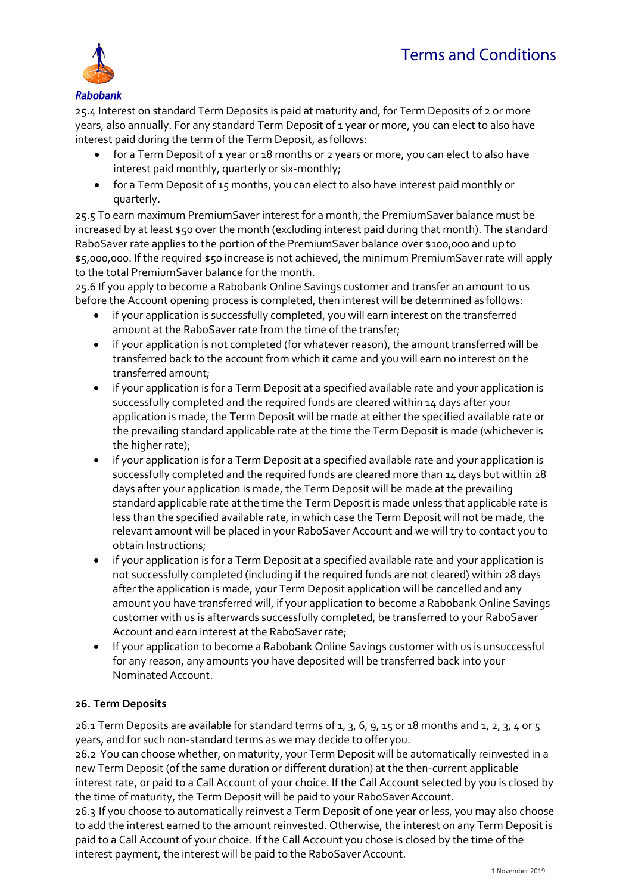25.4 Interest on standard Term Deposits is paid at maturity and, for Term Deposits of 2 or more years, also annually. For any standard Term Deposit of 1 year or more, you can elect to also have interest paid during the term of the Term Deposit, as follows:

- for a Term Deposit of 1 year or 18 months or 2 years or more, you can elect to also have interest paid monthly, quarterly or six-monthly;
- for a Term Deposit of 15 months, you can elect to also have interest paid monthly or quarterly.

25.5 To earn maximum PremiumSaver interest for a month, the PremiumSaver balance must be increased by at least $50 over the month (excluding interest paid during that month). The standard RaboSaver rate applies to the portion of the PremiumSaver balance over $100,000 and up to $5,000,000. If the required $50 increase is not achieved, the minimum PremiumSaver rate will apply to the total PremiumSaver balance for the month.

25.6 If you apply to become a Rabobank Online Savings customer and transfer an amount to us before the Account opening process is completed, then interest will be determined as follows:

- if your application is successfully completed, you will earn interest on the transferred amount at the RaboSaver rate from the time of the transfer;
- if your application is not completed (for whatever reason), the amount transferred will be transferred back to the account from which it came and you will earn no interest on the transferred amount;
- if your application is for a Term Deposit at a specified available rate and your application is successfully completed and the required funds are cleared within 14 days after your application is made, the Term Deposit will be made at either the specified available rate or the prevailing standard applicable rate at the time the Term Deposit is made (whichever is the higher rate);
- if your application is for a Term Deposit at a specified available rate and your application is successfully completed and the required funds are cleared more than 14 days but within 28 days after your application is made, the Term Deposit will be made at the prevailing standard applicable rate at the time the Term Deposit is made unless that applicable rate is less than the specified available rate, in which case the Term Deposit will not be made, the relevant amount will be placed in your RaboSaver Account and we will try to contact you to obtain Instructions;
- if your application is for a Term Deposit at a specified available rate and your application is not successfully completed (including if the required funds are not cleared) within 28 days after the application is made, your Term Deposit application will be cancelled and any amount you have transferred will, if your application to become a Rabobank Online Savings customer with us is afterwards successfully completed, be transferred to your RaboSaver Account and earn interest at the RaboSaver rate;
- If your application to become a Rabobank Online Savings customer with us is unsuccessful for any reason, any amounts you have deposited will be transferred back into your Nominated Account.

**26. Term Deposits**

26.1 Term Deposits are available for standard terms of 1, 3, 6, 9, 15 or 18 months and 1, 2, 3, 4 or 5 years, and for such non-standard terms as we may decide to offer you.

26.2 You can choose whether, on maturity, your Term Deposit will be automatically reinvested in a new Term Deposit (of the same duration or different duration) at the then-current applicable interest rate, or paid to a Call Account of your choice. If the Call Account selected by you is closed by the time of maturity, the Term Deposit will be paid to your RaboSaver Account.

26.3 If you choose to automatically reinvest a Term Deposit of one year or less, you may also choose to add the interest earned to the amount reinvested. Otherwise, the interest on any Term Deposit is paid to a Call Account of your choice. If the Call Account you chose is closed by the time of the interest payment, the interest will be paid to the RaboSaver Account.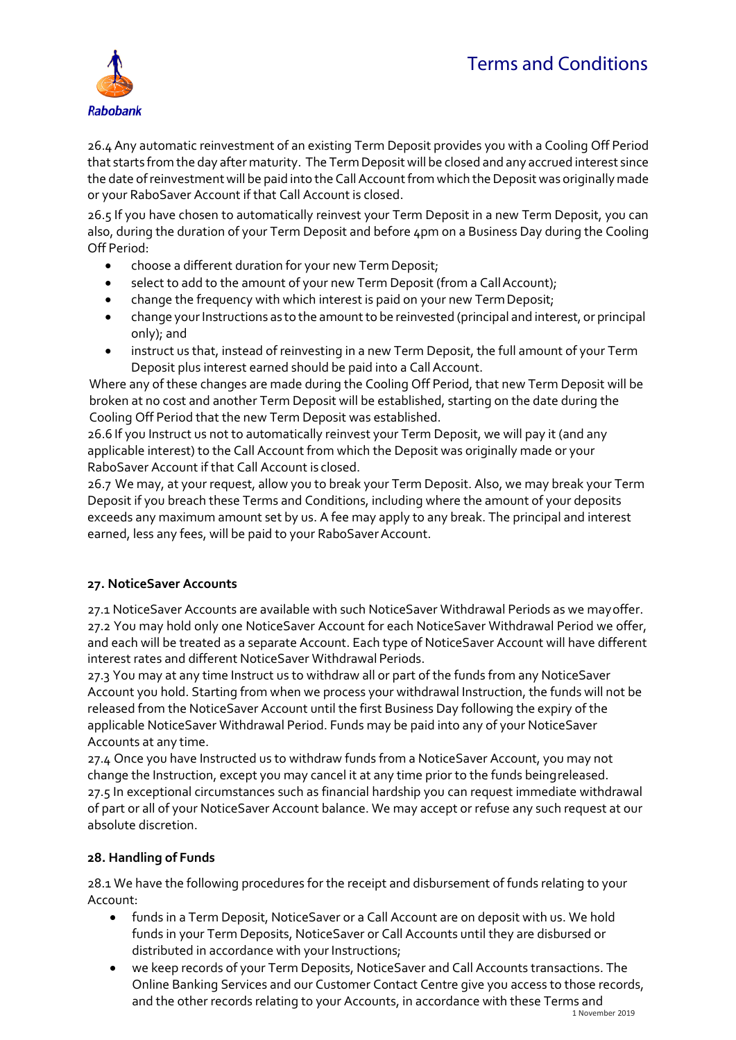26.4 Any automatic reinvestment of an existing Term Deposit provides you with a Cooling Off Period that starts from the day after maturity. The Term Deposit will be closed and any accrued interest since the date of reinvestment will be paid into the Call Account from which the Deposit was originally made or your RaboSaver Account if that Call Account is closed.

26.5 If you have chosen to automatically reinvest your Term Deposit in a new Term Deposit, you can also, during the duration of your Term Deposit and before 4pm on a Business Day during the Cooling Off Period:

- choose a different duration for your new Term Deposit;
- select to add to the amount of your new Term Deposit (from a Call Account);
- change the frequency with which interest is paid on your new Term Deposit;
- change your Instructions as to the amount to be reinvested (principal and interest, or principal only); and
- instruct us that, instead of reinvesting in a new Term Deposit, the full amount of your Term Deposit plus interest earned should be paid into a Call Account.

Where any of these changes are made during the Cooling Off Period, that new Term Deposit will be broken at no cost and another Term Deposit will be established, starting on the date during the Cooling Off Period that the new Term Deposit was established.

26.6 If you Instruct us not to automatically reinvest your Term Deposit, we will pay it (and any applicable interest) to the Call Account from which the Deposit was originally made or your RaboSaver Account if that Call Account is closed.

26.7 We may, at your request, allow you to break your Term Deposit. Also, we may break your Term Deposit if you breach these Terms and Conditions, including where the amount of your deposits exceeds any maximum amount set by us. A fee may apply to any break. The principal and interest earned, less any fees, will be paid to your RaboSaver Account.

**27. NoticeSaver Accounts**

27.1 NoticeSaver Accounts are available with such NoticeSaver Withdrawal Periods as we may offer.

27.2 You may hold only one NoticeSaver Account for each NoticeSaver Withdrawal Period we offer, and each will be treated as a separate Account. Each type of NoticeSaver Account will have different interest rates and different NoticeSaver Withdrawal Periods.

27.3 You may at any time Instruct us to withdraw all or part of the funds from any NoticeSaver Account you hold. Starting from when we process your withdrawal Instruction, the funds will not be released from the NoticeSaver Account until the first Business Day following the expiry of the applicable NoticeSaver Withdrawal Period. Funds may be paid into any of your NoticeSaver Accounts at any time.

27.4 Once you have Instructed us to withdraw funds from a NoticeSaver Account, you may not change the Instruction, except you may cancel it at any time prior to the funds being released.

27.5 In exceptional circumstances such as financial hardship you can request immediate withdrawal of part or all of your NoticeSaver Account balance. We may accept or refuse any such request at our absolute discretion.

**28. Handling of Funds**

28.1 We have the following procedures for the receipt and disbursement of funds relating to your Account:

- funds in a Term Deposit, NoticeSaver or a Call Account are on deposit with us. We hold funds in your Term Deposits, NoticeSaver or Call Accounts until they are disbursed or distributed in accordance with your Instructions;
- we keep records of your Term Deposits, NoticeSaver and Call Accounts transactions. The Online Banking Services and our Customer Contact Centre give you access to those records, and the other records relating to your Accounts, in accordance with these Terms and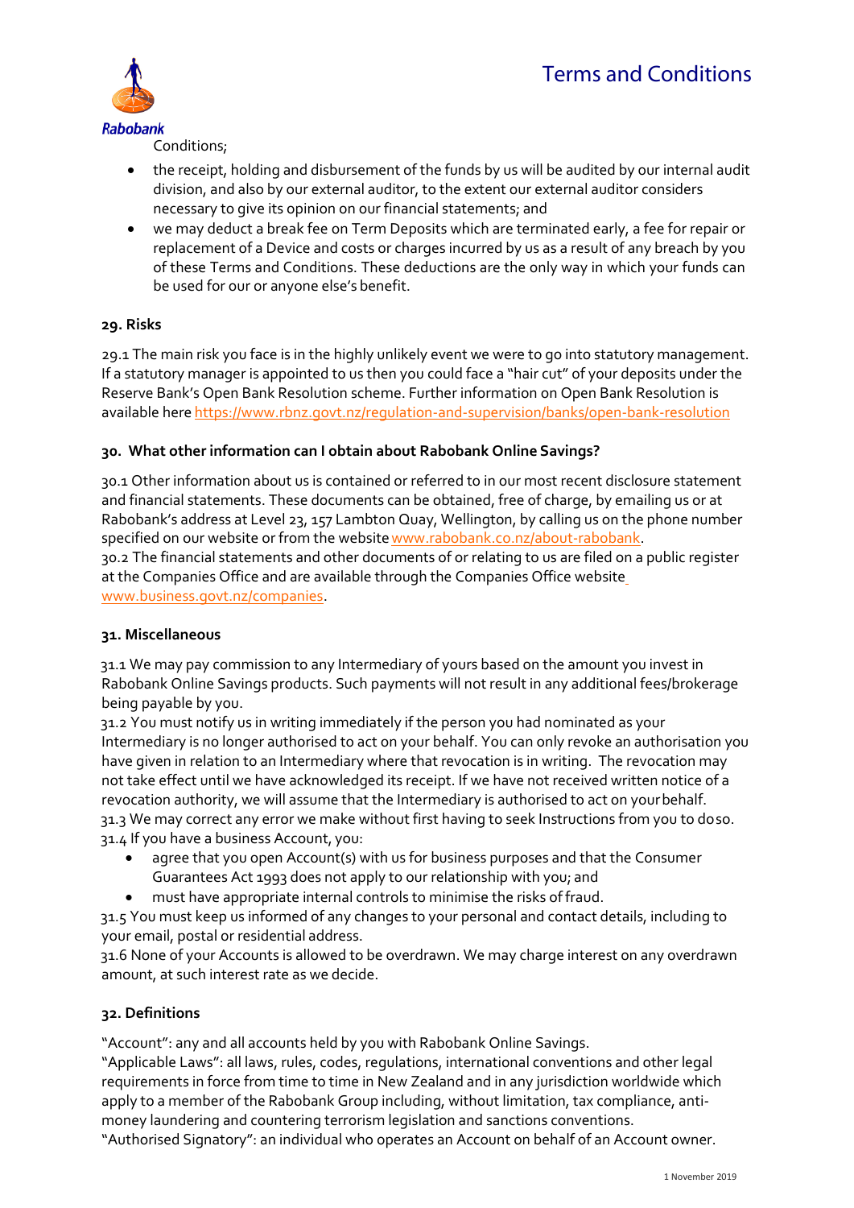Conditions;

- the receipt, holding and disbursement of the funds by us will be audited by our internal audit division, and also by our external auditor, to the extent our external auditor considers necessary to give its opinion on our financial statements; and
- we may deduct a break fee on Term Deposits which are terminated early, a fee for repair or replacement of a Device and costs or charges incurred by us as a result of any breach by you of these Terms and Conditions. These deductions are the only way in which your funds can be used for our or anyone else's benefit.

**29. Risks**

29.1 The main risk you face is in the highly unlikely event we were to go into statutory management. If a statutory manager is appointed to us then you could face a "hair cut" of your deposits under the Reserve Bank's Open Bank Resolution scheme. Further information on Open Bank Resolution is available here https://www.rbnz.govt.nz/regulation-and-supervision/banks/open-bank-resolution

**30. What other information can I obtain about Rabobank Online Savings?**

30.1 Other information about us is contained or referred to in our most recent disclosure statement and financial statements. These documents can be obtained, free of charge, by emailing us or at Rabobank's address at Level 23, 157 Lambton Quay, Wellington, by calling us on the phone number specified on our website or from the website www.rabobank.co.nz/about-rabobank.
30.2 The financial statements and other documents of or relating to us are filed on a public register at the Companies Office and are available through the Companies Office website www.business.govt.nz/companies.

**31. Miscellaneous**

31.1 We may pay commission to any Intermediary of yours based on the amount you invest in Rabobank Online Savings products. Such payments will not result in any additional fees/brokerage being payable by you.
31.2 You must notify us in writing immediately if the person you had nominated as your Intermediary is no longer authorised to act on your behalf. You can only revoke an authorisation you have given in relation to an Intermediary where that revocation is in writing. The revocation may not take effect until we have acknowledged its receipt. If we have not received written notice of a revocation authority, we will assume that the Intermediary is authorised to act on your behalf.
31.3 We may correct any error we make without first having to seek Instructions from you to do so.
31.4 If you have a business Account, you:

- agree that you open Account(s) with us for business purposes and that the Consumer Guarantees Act 1993 does not apply to our relationship with you; and
- must have appropriate internal controls to minimise the risks of fraud.

31.5 You must keep us informed of any changes to your personal and contact details, including to your email, postal or residential address.
31.6 None of your Accounts is allowed to be overdrawn. We may charge interest on any overdrawn amount, at such interest rate as we decide.

**32. Definitions**

"Account": any and all accounts held by you with Rabobank Online Savings.
"Applicable Laws": all laws, rules, codes, regulations, international conventions and other legal requirements in force from time to time in New Zealand and in any jurisdiction worldwide which apply to a member of the Rabobank Group including, without limitation, tax compliance, anti-money laundering and countering terrorism legislation and sanctions conventions.
"Authorised Signatory": an individual who operates an Account on behalf of an Account owner.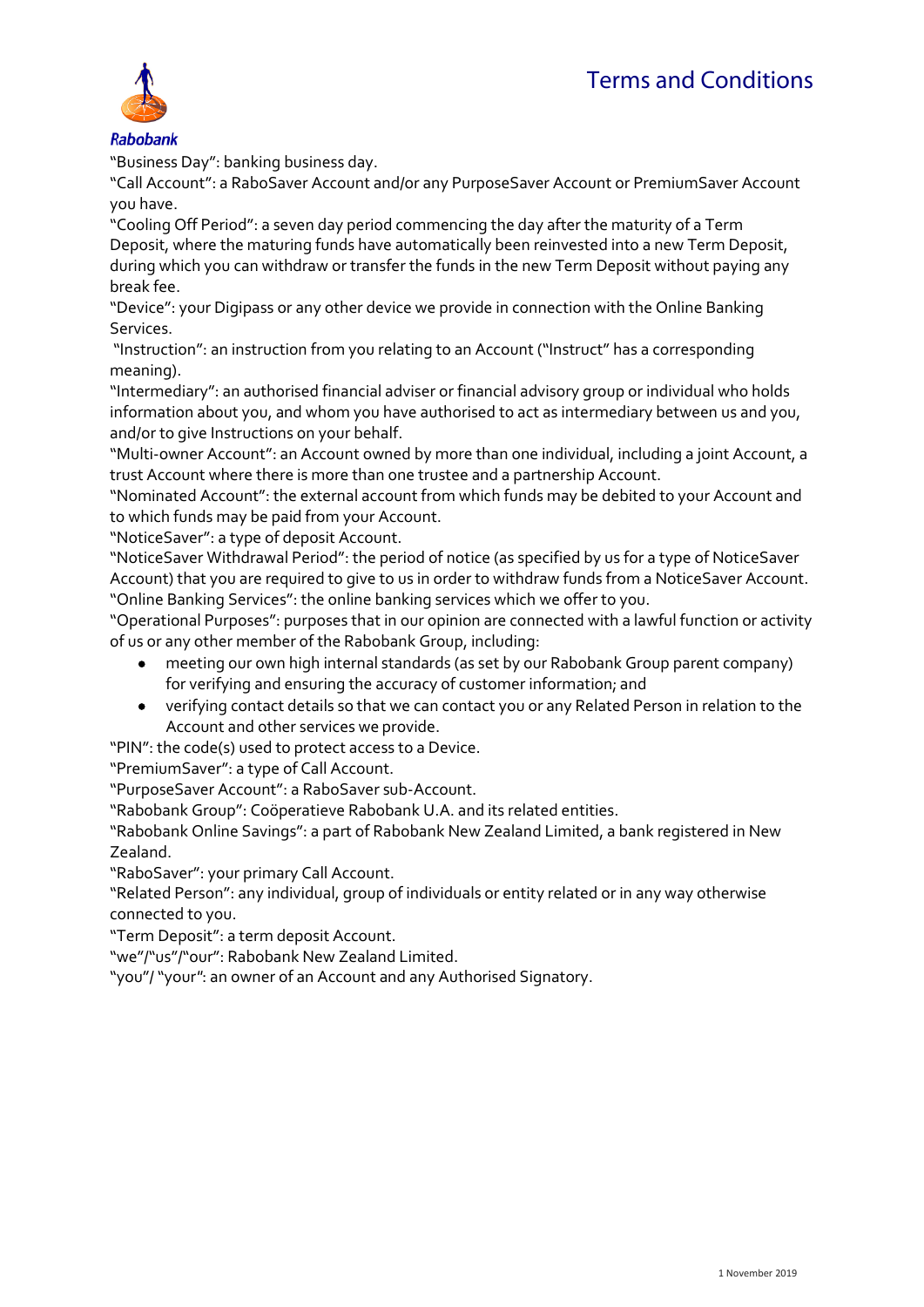"Business Day": banking business day.

"Call Account": a RaboSaver Account and/or any PurposeSaver Account or PremiumSaver Account you have.

"Cooling Off Period": a seven day period commencing the day after the maturity of a Term Deposit, where the maturing funds have automatically been reinvested into a new Term Deposit, during which you can withdraw or transfer the funds in the new Term Deposit without paying any break fee.

"Device": your Digipass or any other device we provide in connection with the Online Banking Services.

"Instruction": an instruction from you relating to an Account ("Instruct" has a corresponding meaning).

"Intermediary": an authorised financial adviser or financial advisory group or individual who holds information about you, and whom you have authorised to act as intermediary between us and you, and/or to give Instructions on your behalf.

"Multi-owner Account": an Account owned by more than one individual, including a joint Account, a trust Account where there is more than one trustee and a partnership Account.

"Nominated Account": the external account from which funds may be debited to your Account and to which funds may be paid from your Account.

"NoticeSaver": a type of deposit Account.

"NoticeSaver Withdrawal Period": the period of notice (as specified by us for a type of NoticeSaver Account) that you are required to give to us in order to withdraw funds from a NoticeSaver Account.

"Online Banking Services": the online banking services which we offer to you.

"Operational Purposes": purposes that in our opinion are connected with a lawful function or activity of us or any other member of the Rabobank Group, including:

- meeting our own high internal standards (as set by our Rabobank Group parent company) for verifying and ensuring the accuracy of customer information; and
- verifying contact details so that we can contact you or any Related Person in relation to the Account and other services we provide.

"PIN": the code(s) used to protect access to a Device.

"PremiumSaver": a type of Call Account.

"PurposeSaver Account": a RaboSaver sub-Account.

"Rabobank Group": Coöperatieve Rabobank U.A. and its related entities.

"Rabobank Online Savings": a part of Rabobank New Zealand Limited, a bank registered in New Zealand.

"RaboSaver": your primary Call Account.

"Related Person": any individual, group of individuals or entity related or in any way otherwise connected to you.

"Term Deposit": a term deposit Account.

"we"/"us"/"our": Rabobank New Zealand Limited.

"you"/ "your": an owner of an Account and any Authorised Signatory.